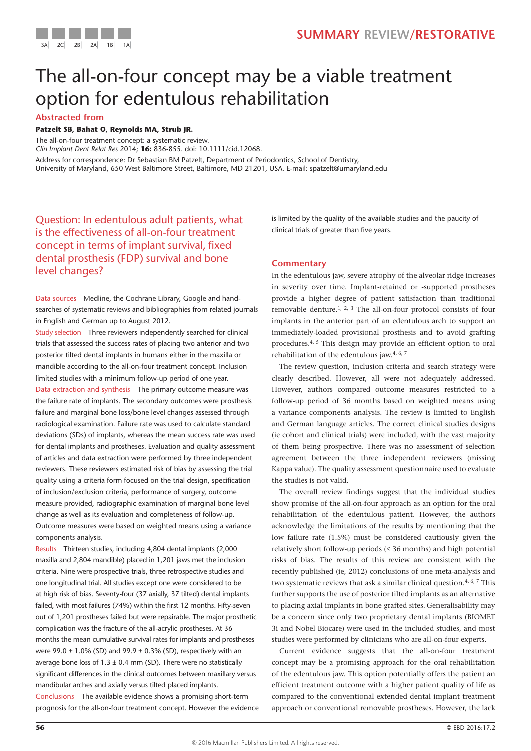SUMMARY REVIEW/RESTORATIVE

# The all-on-four concept may be a viable treatment option for edentulous rehabilitation

## Abstracted from

**Patzelt SB, Bahat O, Reynolds MA, Strub JR.**

The all-on-four treatment concept: a systematic review.
*Clin Implant Dent Relat Res* 2014; **16:** 836-855. doi: 10.1111/cid.12068.

Address for correspondence: Dr Sebastian BM Patzelt, Department of Periodontics, School of Dentistry, University of Maryland, 650 West Baltimore Street, Baltimore, MD 21201, USA. E-mail: spatzelt@umaryland.edu

## Question: In edentulous adult patients, what is the effectiveness of all-on-four treatment concept in terms of implant survival, fixed dental prosthesis (FDP) survival and bone level changes?

**Data sources** Medline, the Cochrane Library, Google and hand-searches of systematic reviews and bibliographies from related journals in English and German up to August 2012.

**Study selection** Three reviewers independently searched for clinical trials that assessed the success rates of placing two anterior and two posterior tilted dental implants in humans either in the maxilla or mandible according to the all-on-four treatment concept. Inclusion limited studies with a minimum follow-up period of one year.

**Data extraction and synthesis** The primary outcome measure was the failure rate of implants. The secondary outcomes were prosthesis failure and marginal bone loss/bone level changes assessed through radiological examination. Failure rate was used to calculate standard deviations (SDs) of implants, whereas the mean success rate was used for dental implants and prostheses. Evaluation and quality assessment of articles and data extraction were performed by three independent reviewers. These reviewers estimated risk of bias by assessing the trial quality using a criteria form focused on the trial design, specification of inclusion/exclusion criteria, performance of surgery, outcome measure provided, radiographic examination of marginal bone level change as well as its evaluation and completeness of follow-up. Outcome measures were based on weighted means using a variance components analysis.

**Results** Thirteen studies, including 4,804 dental implants (2,000 maxilla and 2,804 mandible) placed in 1,201 jaws met the inclusion criteria. Nine were prospective trials, three retrospective studies and one longitudinal trial. All studies except one were considered to be at high risk of bias. Seventy-four (37 axially, 37 tilted) dental implants failed, with most failures (74%) within the first 12 months. Fifty-seven out of 1,201 prostheses failed but were repairable. The major prosthetic complication was the fracture of the all-acrylic prostheses. At 36 months the mean cumulative survival rates for implants and prostheses were 99.0 ± 1.0% (SD) and 99.9 ± 0.3% (SD), respectively with an average bone loss of 1.3 ± 0.4 mm (SD). There were no statistically significant differences in the clinical outcomes between maxillary versus mandibular arches and axially versus tilted placed implants.

**Conclusions** The available evidence shows a promising short-term prognosis for the all-on-four treatment concept. However the evidence is limited by the quality of the available studies and the paucity of clinical trials of greater than five years.

## Commentary

In the edentulous jaw, severe atrophy of the alveolar ridge increases in severity over time. Implant-retained or -supported prostheses provide a higher degree of patient satisfaction than traditional removable denture.[1, 2, 3] The all-on-four protocol consists of four implants in the anterior part of an edentulous arch to support an immediately-loaded provisional prosthesis and to avoid grafting procedures.[4, 5] This design may provide an efficient option to oral rehabilitation of the edentulous jaw.[4, 6, 7]

The review question, inclusion criteria and search strategy were clearly described. However, all were not adequately addressed. However, authors compared outcome measures restricted to a follow-up period of 36 months based on weighted means using a variance components analysis. The review is limited to English and German language articles. The correct clinical studies designs (ie cohort and clinical trials) were included, with the vast majority of them being prospective. There was no assessment of selection agreement between the three independent reviewers (missing Kappa value). The quality assessment questionnaire used to evaluate the studies is not valid.

The overall review findings suggest that the individual studies show promise of the all-on-four approach as an option for the oral rehabilitation of the edentulous patient. However, the authors acknowledge the limitations of the results by mentioning that the low failure rate (1.5%) must be considered cautiously given the relatively short follow-up periods (≤ 36 months) and high potential risks of bias. The results of this review are consistent with the recently published (ie, 2012) conclusions of one meta-analysis and two systematic reviews that ask a similar clinical question.[4, 6, 7] This further supports the use of posterior tilted implants as an alternative to placing axial implants in bone grafted sites. Generalisability may be a concern since only two proprietary dental implants (BIOMET 3i and Nobel Biocare) were used in the included studies, and most studies were performed by clinicians who are all-on-four experts.

Current evidence suggests that the all-on-four treatment concept may be a promising approach for the oral rehabilitation of the edentulous jaw. This option potentially offers the patient an efficient treatment outcome with a higher patient quality of life as compared to the conventional extended dental implant treatment approach or conventional removable prostheses. However, the lack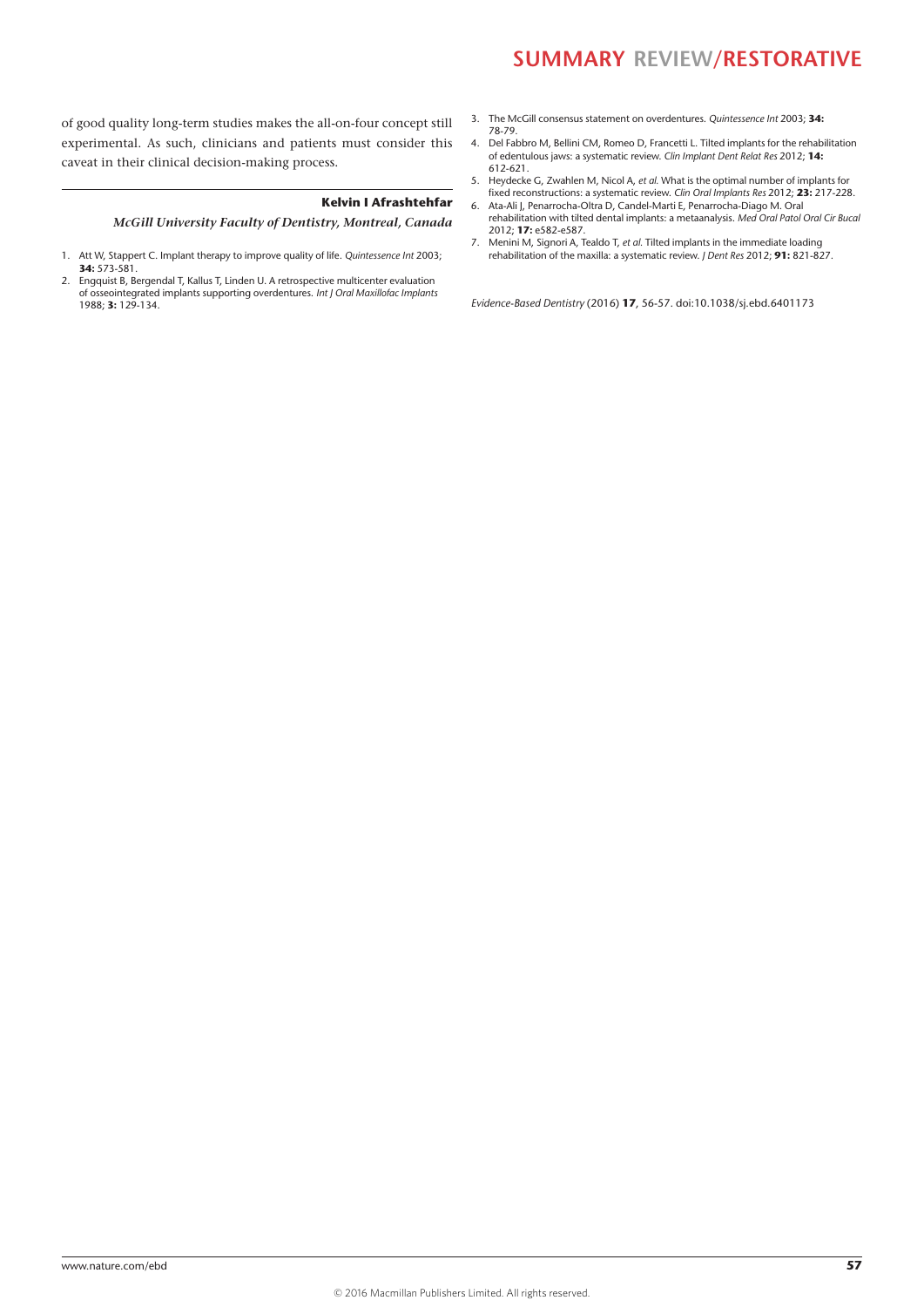of good quality long-term studies makes the all-on-four concept still experimental. As such, clinicians and patients must consider this caveat in their clinical decision-making process.

**Kelvin I Afrashtehfar**

***McGill University Faculty of Dentistry, Montreal, Canada***

1. Att W, Stappert C. Implant therapy to improve quality of life. *Quintessence Int* 2003; **34:** 573-581.
2. Engquist B, Bergendal T, Kallus T, Linden U. A retrospective multicenter evaluation of osseointegrated implants supporting overdentures. *Int J Oral Maxillofac Implants* 1988; **3:** 129-134.
3. The McGill consensus statement on overdentures. *Quintessence Int* 2003; **34:** 78-79.
4. Del Fabbro M, Bellini CM, Romeo D, Francetti L. Tilted implants for the rehabilitation of edentulous jaws: a systematic review. *Clin Implant Dent Relat Res* 2012; **14:** 612-621.
5. Heydecke G, Zwahlen M, Nicol A, *et al.* What is the optimal number of implants for fixed reconstructions: a systematic review. *Clin Oral Implants Res* 2012; **23:** 217-228.
6. Ata-Ali J, Penarrocha-Oltra D, Candel-Marti E, Penarrocha-Diago M. Oral rehabilitation with tilted dental implants: a metaanalysis. *Med Oral Patol Oral Cir Bucal* 2012; **17:** e582-e587.
7. Menini M, Signori A, Tealdo T, *et al.* Tilted implants in the immediate loading rehabilitation of the maxilla: a systematic review. *J Dent Res* 2012; **91:** 821-827.

*Evidence-Based Dentistry* (2016) **17**, 56-57. doi:10.1038/sj.ebd.6401173